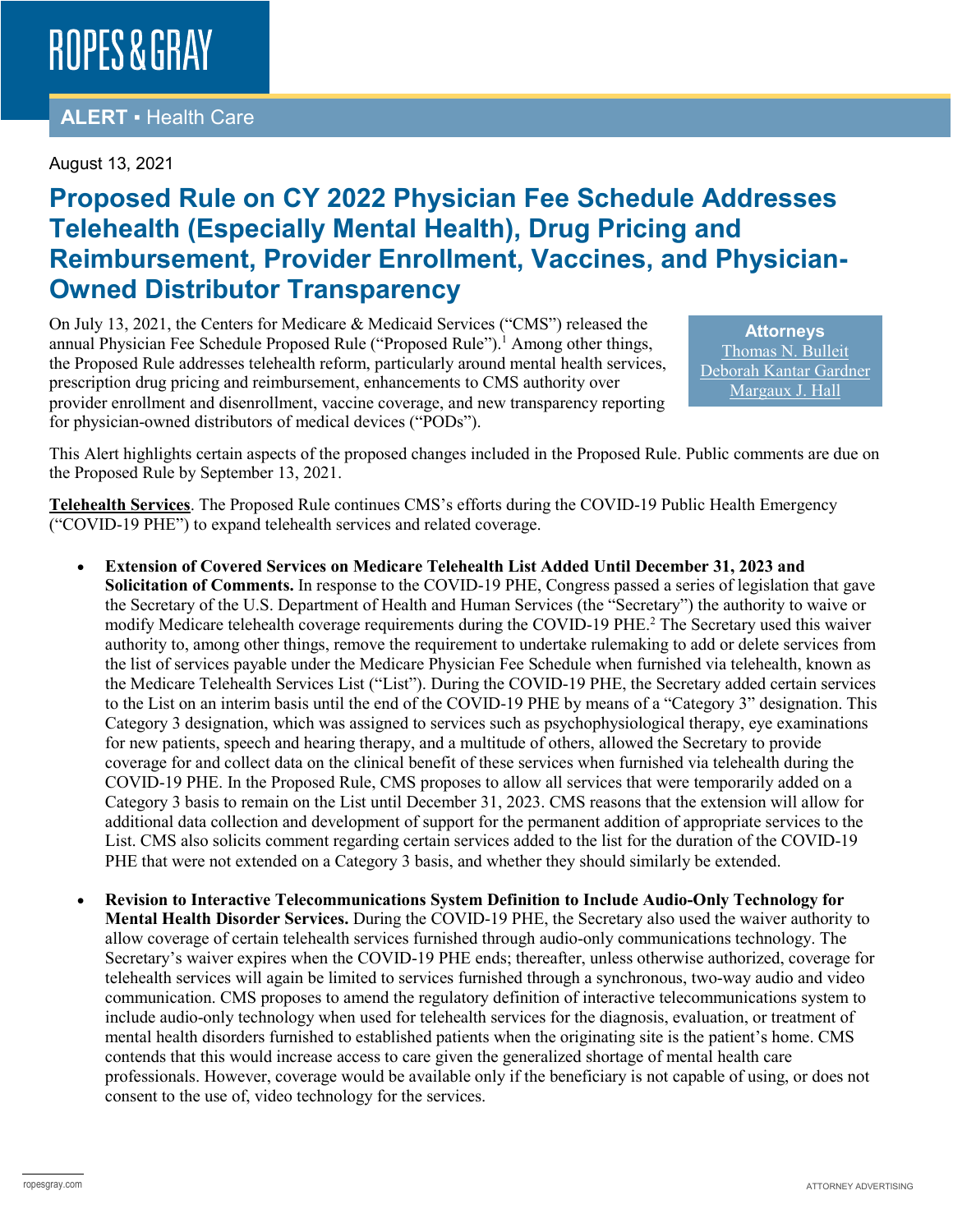ROPES & GRAY

**ALERT ▪ Health Care**

August 13, 2021

# Proposed Rule on CY 2022 Physician Fee Schedule Addresses Telehealth (Especially Mental Health), Drug Pricing and Reimbursement, Provider Enrollment, Vaccines, and Physician-Owned Distributor Transparency

**Attorneys**
Thomas N. Bulleit
Deborah Kantar Gardner
Margaux J. Hall

On July 13, 2021, the Centers for Medicare & Medicaid Services ("CMS") released the annual Physician Fee Schedule Proposed Rule ("Proposed Rule").[1] Among other things, the Proposed Rule addresses telehealth reform, particularly around mental health services, prescription drug pricing and reimbursement, enhancements to CMS authority over provider enrollment and disenrollment, vaccine coverage, and new transparency reporting for physician-owned distributors of medical devices ("PODs").

This Alert highlights certain aspects of the proposed changes included in the Proposed Rule. Public comments are due on the Proposed Rule by September 13, 2021.

**Telehealth Services**. The Proposed Rule continues CMS's efforts during the COVID-19 Public Health Emergency ("COVID-19 PHE") to expand telehealth services and related coverage.

- **Extension of Covered Services on Medicare Telehealth List Added Until December 31, 2023 and Solicitation of Comments.** In response to the COVID-19 PHE, Congress passed a series of legislation that gave the Secretary of the U.S. Department of Health and Human Services (the "Secretary") the authority to waive or modify Medicare telehealth coverage requirements during the COVID-19 PHE.[2] The Secretary used this waiver authority to, among other things, remove the requirement to undertake rulemaking to add or delete services from the list of services payable under the Medicare Physician Fee Schedule when furnished via telehealth, known as the Medicare Telehealth Services List ("List"). During the COVID-19 PHE, the Secretary added certain services to the List on an interim basis until the end of the COVID-19 PHE by means of a "Category 3" designation. This Category 3 designation, which was assigned to services such as psychophysiological therapy, eye examinations for new patients, speech and hearing therapy, and a multitude of others, allowed the Secretary to provide coverage for and collect data on the clinical benefit of these services when furnished via telehealth during the COVID-19 PHE. In the Proposed Rule, CMS proposes to allow all services that were temporarily added on a Category 3 basis to remain on the List until December 31, 2023. CMS reasons that the extension will allow for additional data collection and development of support for the permanent addition of appropriate services to the List. CMS also solicits comment regarding certain services added to the list for the duration of the COVID-19 PHE that were not extended on a Category 3 basis, and whether they should similarly be extended.

- **Revision to Interactive Telecommunications System Definition to Include Audio-Only Technology for Mental Health Disorder Services.** During the COVID-19 PHE, the Secretary also used the waiver authority to allow coverage of certain telehealth services furnished through audio-only communications technology. The Secretary's waiver expires when the COVID-19 PHE ends; thereafter, unless otherwise authorized, coverage for telehealth services will again be limited to services furnished through a synchronous, two-way audio and video communication. CMS proposes to amend the regulatory definition of interactive telecommunications system to include audio-only technology when used for telehealth services for the diagnosis, evaluation, or treatment of mental health disorders furnished to established patients when the originating site is the patient's home. CMS contends that this would increase access to care given the generalized shortage of mental health care professionals. However, coverage would be available only if the beneficiary is not capable of using, or does not consent to the use of, video technology for the services.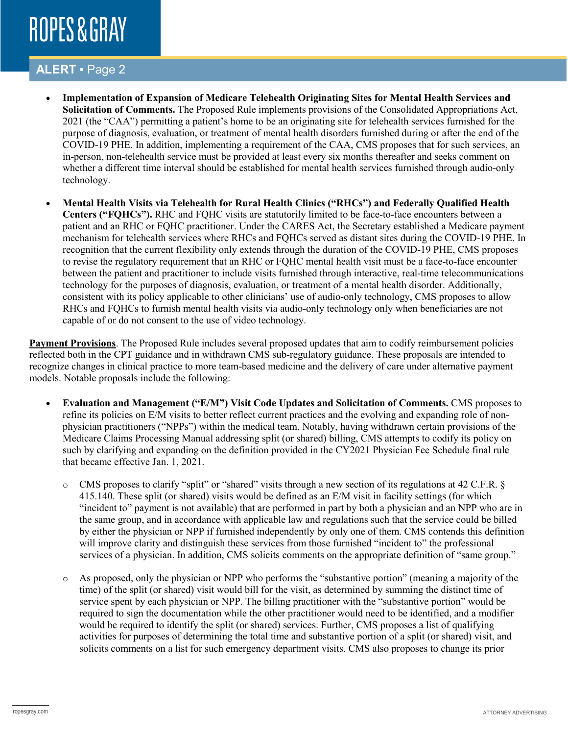- **Implementation of Expansion of Medicare Telehealth Originating Sites for Mental Health Services and Solicitation of Comments.** The Proposed Rule implements provisions of the Consolidated Appropriations Act, 2021 (the "CAA") permitting a patient's home to be an originating site for telehealth services furnished for the purpose of diagnosis, evaluation, or treatment of mental health disorders furnished during or after the end of the COVID-19 PHE. In addition, implementing a requirement of the CAA, CMS proposes that for such services, an in-person, non-telehealth service must be provided at least every six months thereafter and seeks comment on whether a different time interval should be established for mental health services furnished through audio-only technology.

- **Mental Health Visits via Telehealth for Rural Health Clinics ("RHCs") and Federally Qualified Health Centers ("FQHCs").** RHC and FQHC visits are statutorily limited to be face-to-face encounters between a patient and an RHC or FQHC practitioner. Under the CARES Act, the Secretary established a Medicare payment mechanism for telehealth services where RHCs and FQHCs served as distant sites during the COVID-19 PHE. In recognition that the current flexibility only extends through the duration of the COVID-19 PHE, CMS proposes to revise the regulatory requirement that an RHC or FQHC mental health visit must be a face-to-face encounter between the patient and practitioner to include visits furnished through interactive, real-time telecommunications technology for the purposes of diagnosis, evaluation, or treatment of a mental health disorder. Additionally, consistent with its policy applicable to other clinicians' use of audio-only technology, CMS proposes to allow RHCs and FQHCs to furnish mental health visits via audio-only technology only when beneficiaries are not capable of or do not consent to the use of video technology.

**<u>Payment Provisions</u>**. The Proposed Rule includes several proposed updates that aim to codify reimbursement policies reflected both in the CPT guidance and in withdrawn CMS sub-regulatory guidance. These proposals are intended to recognize changes in clinical practice to more team-based medicine and the delivery of care under alternative payment models. Notable proposals include the following:

- **Evaluation and Management ("E/M") Visit Code Updates and Solicitation of Comments.** CMS proposes to refine its policies on E/M visits to better reflect current practices and the evolving and expanding role of non-physician practitioners ("NPPs") within the medical team. Notably, having withdrawn certain provisions of the Medicare Claims Processing Manual addressing split (or shared) billing, CMS attempts to codify its policy on such by clarifying and expanding on the definition provided in the CY2021 Physician Fee Schedule final rule that became effective Jan. 1, 2021.

    - CMS proposes to clarify "split" or "shared" visits through a new section of its regulations at 42 C.F.R. § 415.140. These split (or shared) visits would be defined as an E/M visit in facility settings (for which "incident to" payment is not available) that are performed in part by both a physician and an NPP who are in the same group, and in accordance with applicable law and regulations such that the service could be billed by either the physician or NPP if furnished independently by only one of them. CMS contends this definition will improve clarity and distinguish these services from those furnished "incident to" the professional services of a physician. In addition, CMS solicits comments on the appropriate definition of "same group."

    - As proposed, only the physician or NPP who performs the "substantive portion" (meaning a majority of the time) of the split (or shared) visit would bill for the visit, as determined by summing the distinct time of service spent by each physician or NPP. The billing practitioner with the "substantive portion" would be required to sign the documentation while the other practitioner would need to be identified, and a modifier would be required to identify the split (or shared) services. Further, CMS proposes a list of qualifying activities for purposes of determining the total time and substantive portion of a split (or shared) visit, and solicits comments on a list for such emergency department visits. CMS also proposes to change its prior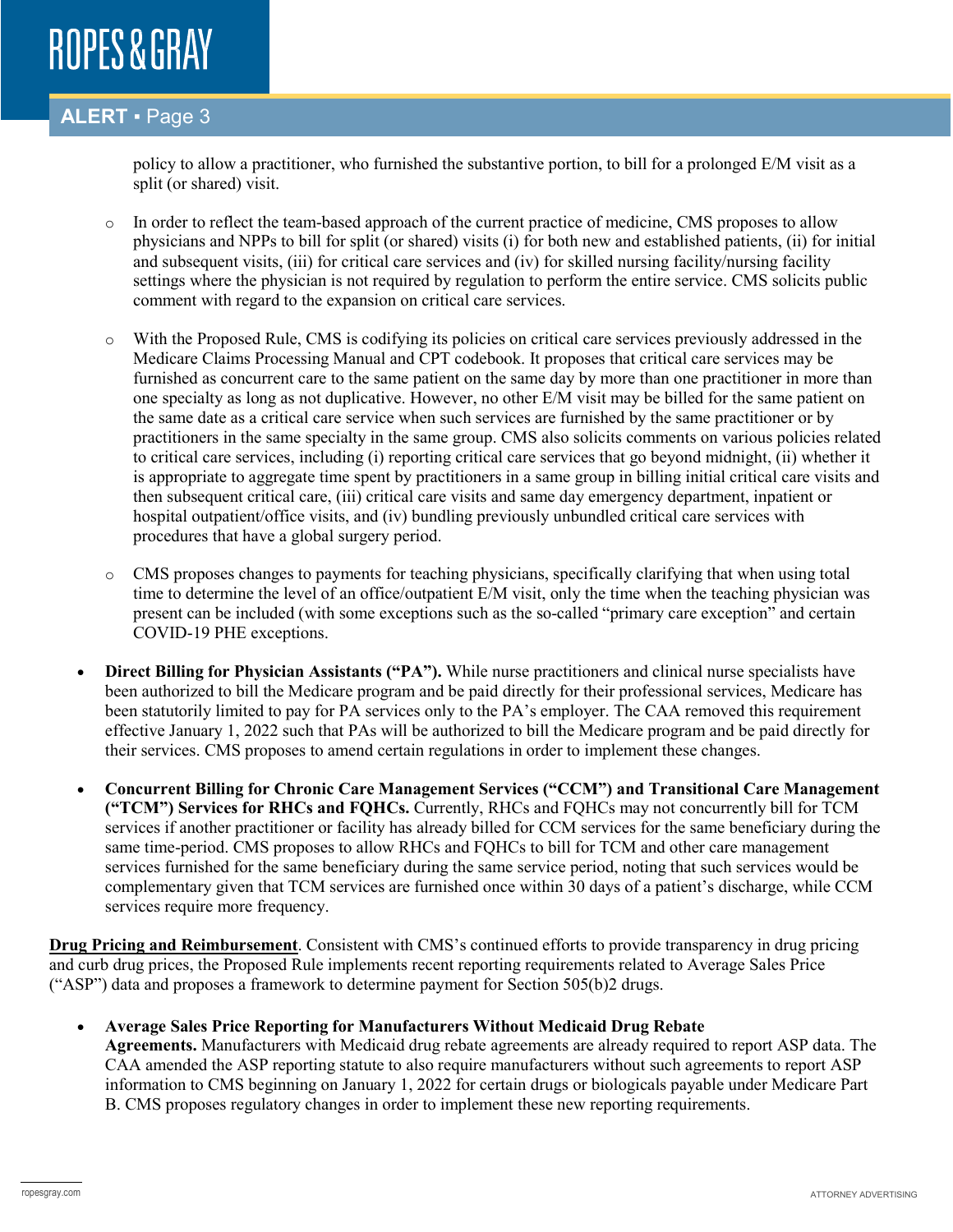policy to allow a practitioner, who furnished the substantive portion, to bill for a prolonged E/M visit as a split (or shared) visit.

  - In order to reflect the team-based approach of the current practice of medicine, CMS proposes to allow physicians and NPPs to bill for split (or shared) visits (i) for both new and established patients, (ii) for initial and subsequent visits, (iii) for critical care services and (iv) for skilled nursing facility/nursing facility settings where the physician is not required by regulation to perform the entire service. CMS solicits public comment with regard to the expansion on critical care services.

  - With the Proposed Rule, CMS is codifying its policies on critical care services previously addressed in the Medicare Claims Processing Manual and CPT codebook. It proposes that critical care services may be furnished as concurrent care to the same patient on the same day by more than one practitioner in more than one specialty as long as not duplicative. However, no other E/M visit may be billed for the same patient on the same date as a critical care service when such services are furnished by the same practitioner or by practitioners in the same specialty in the same group. CMS also solicits comments on various policies related to critical care services, including (i) reporting critical care services that go beyond midnight, (ii) whether it is appropriate to aggregate time spent by practitioners in a same group in billing initial critical care visits and then subsequent critical care, (iii) critical care visits and same day emergency department, inpatient or hospital outpatient/office visits, and (iv) bundling previously unbundled critical care services with procedures that have a global surgery period.

  - CMS proposes changes to payments for teaching physicians, specifically clarifying that when using total time to determine the level of an office/outpatient E/M visit, only the time when the teaching physician was present can be included (with some exceptions such as the so-called "primary care exception" and certain COVID-19 PHE exceptions.

- **Direct Billing for Physician Assistants ("PA").** While nurse practitioners and clinical nurse specialists have been authorized to bill the Medicare program and be paid directly for their professional services, Medicare has been statutorily limited to pay for PA services only to the PA's employer. The CAA removed this requirement effective January 1, 2022 such that PAs will be authorized to bill the Medicare program and be paid directly for their services. CMS proposes to amend certain regulations in order to implement these changes.

- **Concurrent Billing for Chronic Care Management Services ("CCM") and Transitional Care Management ("TCM") Services for RHCs and FQHCs.** Currently, RHCs and FQHCs may not concurrently bill for TCM services if another practitioner or facility has already billed for CCM services for the same beneficiary during the same time-period. CMS proposes to allow RHCs and FQHCs to bill for TCM and other care management services furnished for the same beneficiary during the same service period, noting that such services would be complementary given that TCM services are furnished once within 30 days of a patient's discharge, while CCM services require more frequency.

**Drug Pricing and Reimbursement**. Consistent with CMS's continued efforts to provide transparency in drug pricing and curb drug prices, the Proposed Rule implements recent reporting requirements related to Average Sales Price ("ASP") data and proposes a framework to determine payment for Section 505(b)2 drugs.

- **Average Sales Price Reporting for Manufacturers Without Medicaid Drug Rebate Agreements.** Manufacturers with Medicaid drug rebate agreements are already required to report ASP data. The CAA amended the ASP reporting statute to also require manufacturers without such agreements to report ASP information to CMS beginning on January 1, 2022 for certain drugs or biologicals payable under Medicare Part B. CMS proposes regulatory changes in order to implement these new reporting requirements.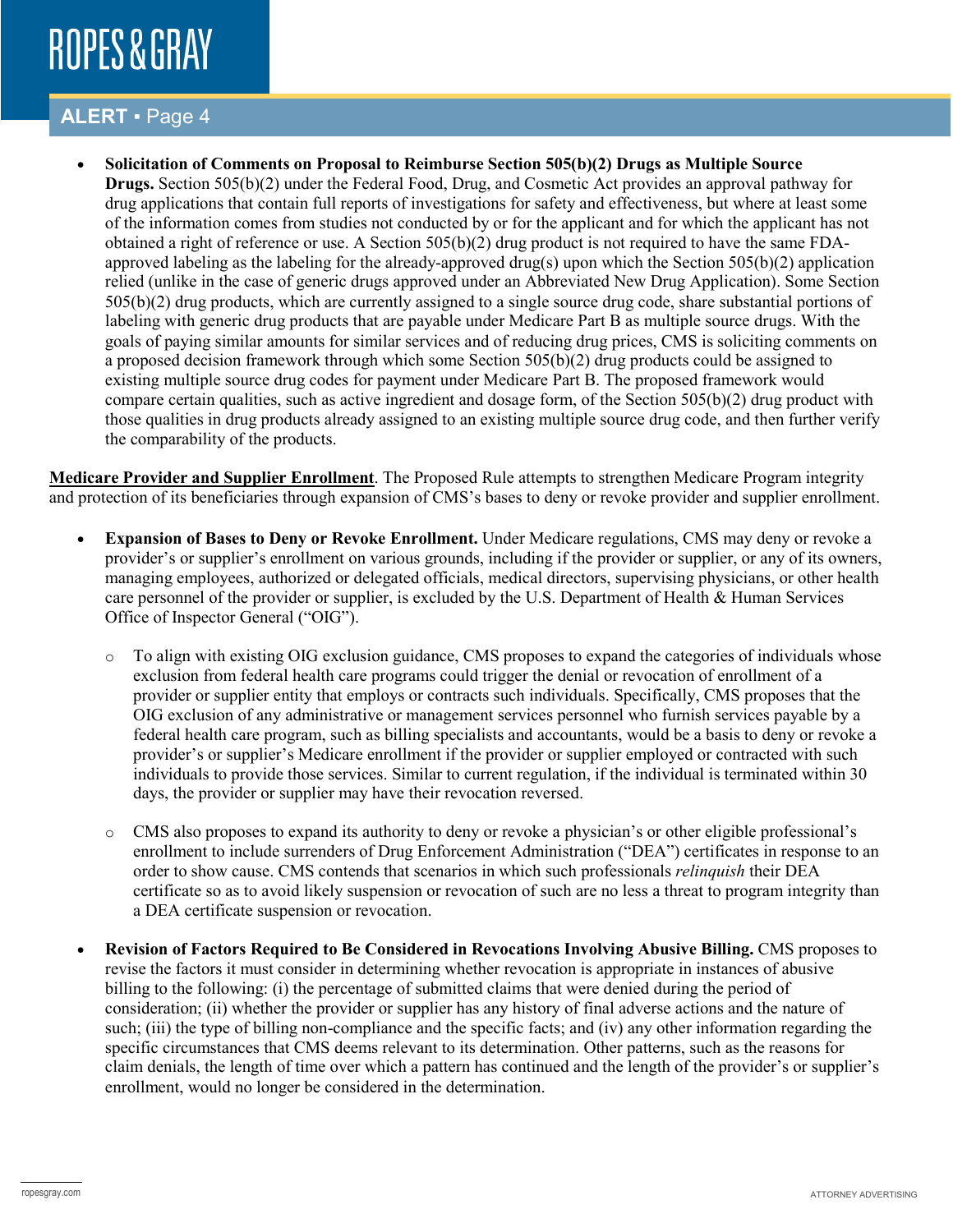- **Solicitation of Comments on Proposal to Reimburse Section 505(b)(2) Drugs as Multiple Source Drugs.** Section 505(b)(2) under the Federal Food, Drug, and Cosmetic Act provides an approval pathway for drug applications that contain full reports of investigations for safety and effectiveness, but where at least some of the information comes from studies not conducted by or for the applicant and for which the applicant has not obtained a right of reference or use. A Section 505(b)(2) drug product is not required to have the same FDA-approved labeling as the labeling for the already-approved drug(s) upon which the Section 505(b)(2) application relied (unlike in the case of generic drugs approved under an Abbreviated New Drug Application). Some Section 505(b)(2) drug products, which are currently assigned to a single source drug code, share substantial portions of labeling with generic drug products that are payable under Medicare Part B as multiple source drugs. With the goals of paying similar amounts for similar services and of reducing drug prices, CMS is soliciting comments on a proposed decision framework through which some Section 505(b)(2) drug products could be assigned to existing multiple source drug codes for payment under Medicare Part B. The proposed framework would compare certain qualities, such as active ingredient and dosage form, of the Section 505(b)(2) drug product with those qualities in drug products already assigned to an existing multiple source drug code, and then further verify the comparability of the products.

<u>**Medicare Provider and Supplier Enrollment**</u>. The Proposed Rule attempts to strengthen Medicare Program integrity and protection of its beneficiaries through expansion of CMS's bases to deny or revoke provider and supplier enrollment.

- **Expansion of Bases to Deny or Revoke Enrollment.** Under Medicare regulations, CMS may deny or revoke a provider's or supplier's enrollment on various grounds, including if the provider or supplier, or any of its owners, managing employees, authorized or delegated officials, medical directors, supervising physicians, or other health care personnel of the provider or supplier, is excluded by the U.S. Department of Health & Human Services Office of Inspector General ("OIG").
  - To align with existing OIG exclusion guidance, CMS proposes to expand the categories of individuals whose exclusion from federal health care programs could trigger the denial or revocation of enrollment of a provider or supplier entity that employs or contracts such individuals. Specifically, CMS proposes that the OIG exclusion of any administrative or management services personnel who furnish services payable by a federal health care program, such as billing specialists and accountants, would be a basis to deny or revoke a provider's or supplier's Medicare enrollment if the provider or supplier employed or contracted with such individuals to provide those services. Similar to current regulation, if the individual is terminated within 30 days, the provider or supplier may have their revocation reversed.
  - CMS also proposes to expand its authority to deny or revoke a physician's or other eligible professional's enrollment to include surrenders of Drug Enforcement Administration ("DEA") certificates in response to an order to show cause. CMS contends that scenarios in which such professionals *relinquish* their DEA certificate so as to avoid likely suspension or revocation of such are no less a threat to program integrity than a DEA certificate suspension or revocation.
- **Revision of Factors Required to Be Considered in Revocations Involving Abusive Billing.** CMS proposes to revise the factors it must consider in determining whether revocation is appropriate in instances of abusive billing to the following: (i) the percentage of submitted claims that were denied during the period of consideration; (ii) whether the provider or supplier has any history of final adverse actions and the nature of such; (iii) the type of billing non-compliance and the specific facts; and (iv) any other information regarding the specific circumstances that CMS deems relevant to its determination. Other patterns, such as the reasons for claim denials, the length of time over which a pattern has continued and the length of the provider's or supplier's enrollment, would no longer be considered in the determination.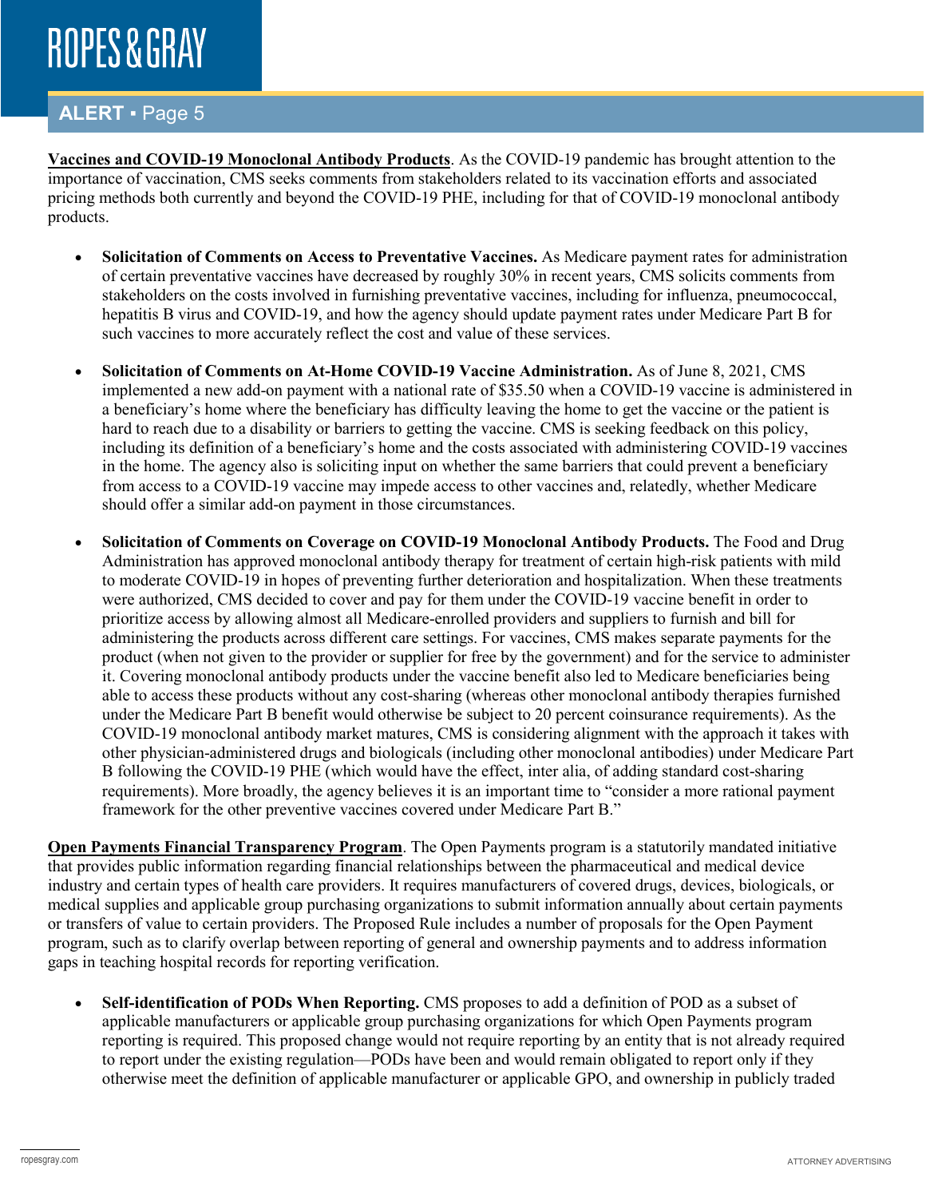**Vaccines and COVID-19 Monoclonal Antibody Products**. As the COVID-19 pandemic has brought attention to the importance of vaccination, CMS seeks comments from stakeholders related to its vaccination efforts and associated pricing methods both currently and beyond the COVID-19 PHE, including for that of COVID-19 monoclonal antibody products.

- **Solicitation of Comments on Access to Preventative Vaccines.** As Medicare payment rates for administration of certain preventative vaccines have decreased by roughly 30% in recent years, CMS solicits comments from stakeholders on the costs involved in furnishing preventative vaccines, including for influenza, pneumococcal, hepatitis B virus and COVID-19, and how the agency should update payment rates under Medicare Part B for such vaccines to more accurately reflect the cost and value of these services.

- **Solicitation of Comments on At-Home COVID-19 Vaccine Administration.** As of June 8, 2021, CMS implemented a new add-on payment with a national rate of $35.50 when a COVID-19 vaccine is administered in a beneficiary's home where the beneficiary has difficulty leaving the home to get the vaccine or the patient is hard to reach due to a disability or barriers to getting the vaccine. CMS is seeking feedback on this policy, including its definition of a beneficiary's home and the costs associated with administering COVID-19 vaccines in the home. The agency also is soliciting input on whether the same barriers that could prevent a beneficiary from access to a COVID-19 vaccine may impede access to other vaccines and, relatedly, whether Medicare should offer a similar add-on payment in those circumstances.

- **Solicitation of Comments on Coverage on COVID-19 Monoclonal Antibody Products.** The Food and Drug Administration has approved monoclonal antibody therapy for treatment of certain high-risk patients with mild to moderate COVID-19 in hopes of preventing further deterioration and hospitalization. When these treatments were authorized, CMS decided to cover and pay for them under the COVID-19 vaccine benefit in order to prioritize access by allowing almost all Medicare-enrolled providers and suppliers to furnish and bill for administering the products across different care settings. For vaccines, CMS makes separate payments for the product (when not given to the provider or supplier for free by the government) and for the service to administer it. Covering monoclonal antibody products under the vaccine benefit also led to Medicare beneficiaries being able to access these products without any cost-sharing (whereas other monoclonal antibody therapies furnished under the Medicare Part B benefit would otherwise be subject to 20 percent coinsurance requirements). As the COVID-19 monoclonal antibody market matures, CMS is considering alignment with the approach it takes with other physician-administered drugs and biologicals (including other monoclonal antibodies) under Medicare Part B following the COVID-19 PHE (which would have the effect, inter alia, of adding standard cost-sharing requirements). More broadly, the agency believes it is an important time to "consider a more rational payment framework for the other preventive vaccines covered under Medicare Part B."

**Open Payments Financial Transparency Program**. The Open Payments program is a statutorily mandated initiative that provides public information regarding financial relationships between the pharmaceutical and medical device industry and certain types of health care providers. It requires manufacturers of covered drugs, devices, biologicals, or medical supplies and applicable group purchasing organizations to submit information annually about certain payments or transfers of value to certain providers. The Proposed Rule includes a number of proposals for the Open Payment program, such as to clarify overlap between reporting of general and ownership payments and to address information gaps in teaching hospital records for reporting verification.

- **Self-identification of PODs When Reporting.** CMS proposes to add a definition of POD as a subset of applicable manufacturers or applicable group purchasing organizations for which Open Payments program reporting is required. This proposed change would not require reporting by an entity that is not already required to report under the existing regulation—PODs have been and would remain obligated to report only if they otherwise meet the definition of applicable manufacturer or applicable GPO, and ownership in publicly traded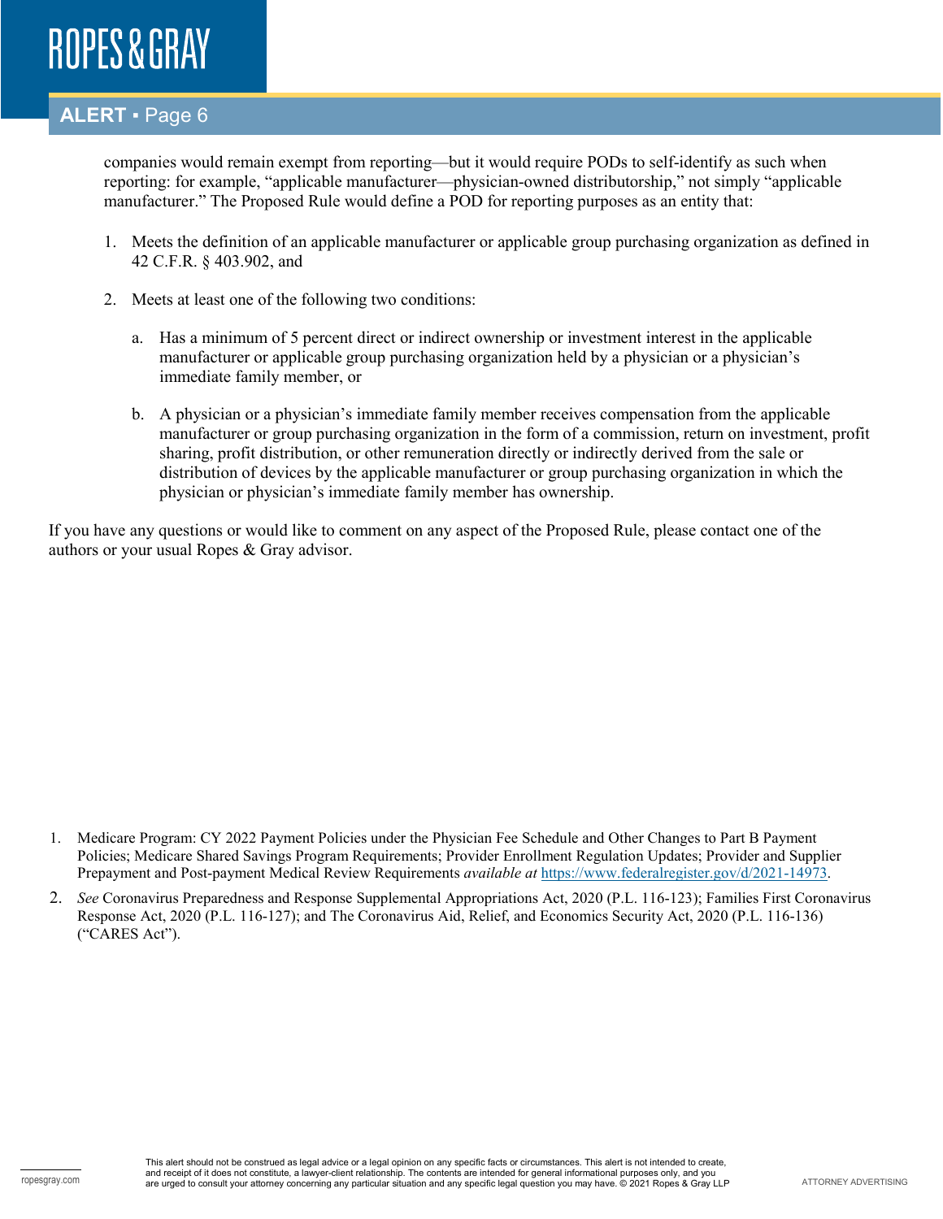companies would remain exempt from reporting—but it would require PODs to self-identify as such when reporting: for example, "applicable manufacturer—physician-owned distributorship," not simply "applicable manufacturer." The Proposed Rule would define a POD for reporting purposes as an entity that:

1. Meets the definition of an applicable manufacturer or applicable group purchasing organization as defined in 42 C.F.R. § 403.902, and

2. Meets at least one of the following two conditions:

   a. Has a minimum of 5 percent direct or indirect ownership or investment interest in the applicable manufacturer or applicable group purchasing organization held by a physician or a physician's immediate family member, or

   b. A physician or a physician's immediate family member receives compensation from the applicable manufacturer or group purchasing organization in the form of a commission, return on investment, profit sharing, profit distribution, or other remuneration directly or indirectly derived from the sale or distribution of devices by the applicable manufacturer or group purchasing organization in which the physician or physician's immediate family member has ownership.

If you have any questions or would like to comment on any aspect of the Proposed Rule, please contact one of the authors or your usual Ropes & Gray advisor.

1. Medicare Program: CY 2022 Payment Policies under the Physician Fee Schedule and Other Changes to Part B Payment Policies; Medicare Shared Savings Program Requirements; Provider Enrollment Regulation Updates; Provider and Supplier Prepayment and Post-payment Medical Review Requirements *available at* https://www.federalregister.gov/d/2021-14973.

2. *See* Coronavirus Preparedness and Response Supplemental Appropriations Act, 2020 (P.L. 116-123); Families First Coronavirus Response Act, 2020 (P.L. 116-127); and The Coronavirus Aid, Relief, and Economics Security Act, 2020 (P.L. 116-136) ("CARES Act").

This alert should not be construed as legal advice or a legal opinion on any specific facts or circumstances. This alert is not intended to create, and receipt of it does not constitute, a lawyer-client relationship. The contents are intended for general informational purposes only, and you are urged to consult your attorney concerning any particular situation and any specific legal question you may have. © 2021 Ropes & Gray LLP

ATTORNEY ADVERTISING